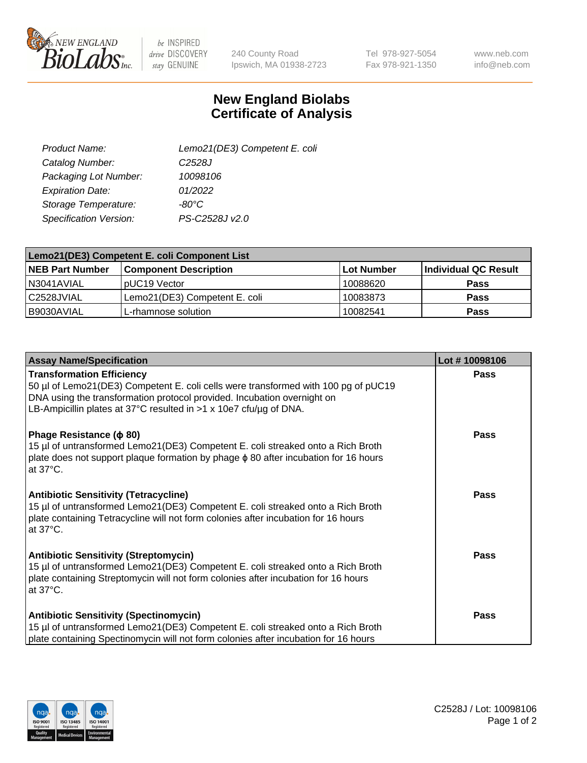# New England Biolabs Certificate of Analysis

| | |
|---|---|
| *Product Name:* | *Lemo21(DE3) Competent E. coli* |
| *Catalog Number:* | *C2528J* |
| *Packaging Lot Number:* | *10098106* |
| *Expiration Date:* | *01/2022* |
| *Storage Temperature:* | *-80°C* |
| *Specification Version:* | *PS-C2528J v2.0* |

| Lemo21(DE3) Competent E. coli Component List | | | |
|---|---|---|---|
| **NEB Part Number** | **Component Description** | **Lot Number** | **Individual QC Result** |
| N3041AVIAL | pUC19 Vector | 10088620 | **Pass** |
| C2528JVIAL | Lemo21(DE3) Competent E. coli | 10083873 | **Pass** |
| B9030AVIAL | L-rhamnose solution | 10082541 | **Pass** |

| Assay Name/Specification | Lot # 10098106 |
|---|---|
| **Transformation Efficiency**<br>50 µl of Lemo21(DE3) Competent E. coli cells were transformed with 100 pg of pUC19 DNA using the transformation protocol provided. Incubation overnight on LB-Ampicillin plates at 37°C resulted in >1 x 10e7 cfu/µg of DNA. | **Pass** |
| **Phage Resistance (ϕ 80)**<br>15 µl of untransformed Lemo21(DE3) Competent E. coli streaked onto a Rich Broth plate does not support plaque formation by phage ϕ 80 after incubation for 16 hours at 37°C. | **Pass** |
| **Antibiotic Sensitivity (Tetracycline)**<br>15 µl of untransformed Lemo21(DE3) Competent E. coli streaked onto a Rich Broth plate containing Tetracycline will not form colonies after incubation for 16 hours at 37°C. | **Pass** |
| **Antibiotic Sensitivity (Streptomycin)**<br>15 µl of untransformed Lemo21(DE3) Competent E. coli streaked onto a Rich Broth plate containing Streptomycin will not form colonies after incubation for 16 hours at 37°C. | **Pass** |
| **Antibiotic Sensitivity (Spectinomycin)**<br>15 µl of untransformed Lemo21(DE3) Competent E. coli streaked onto a Rich Broth plate containing Spectinomycin will not form colonies after incubation for 16 hours | **Pass** |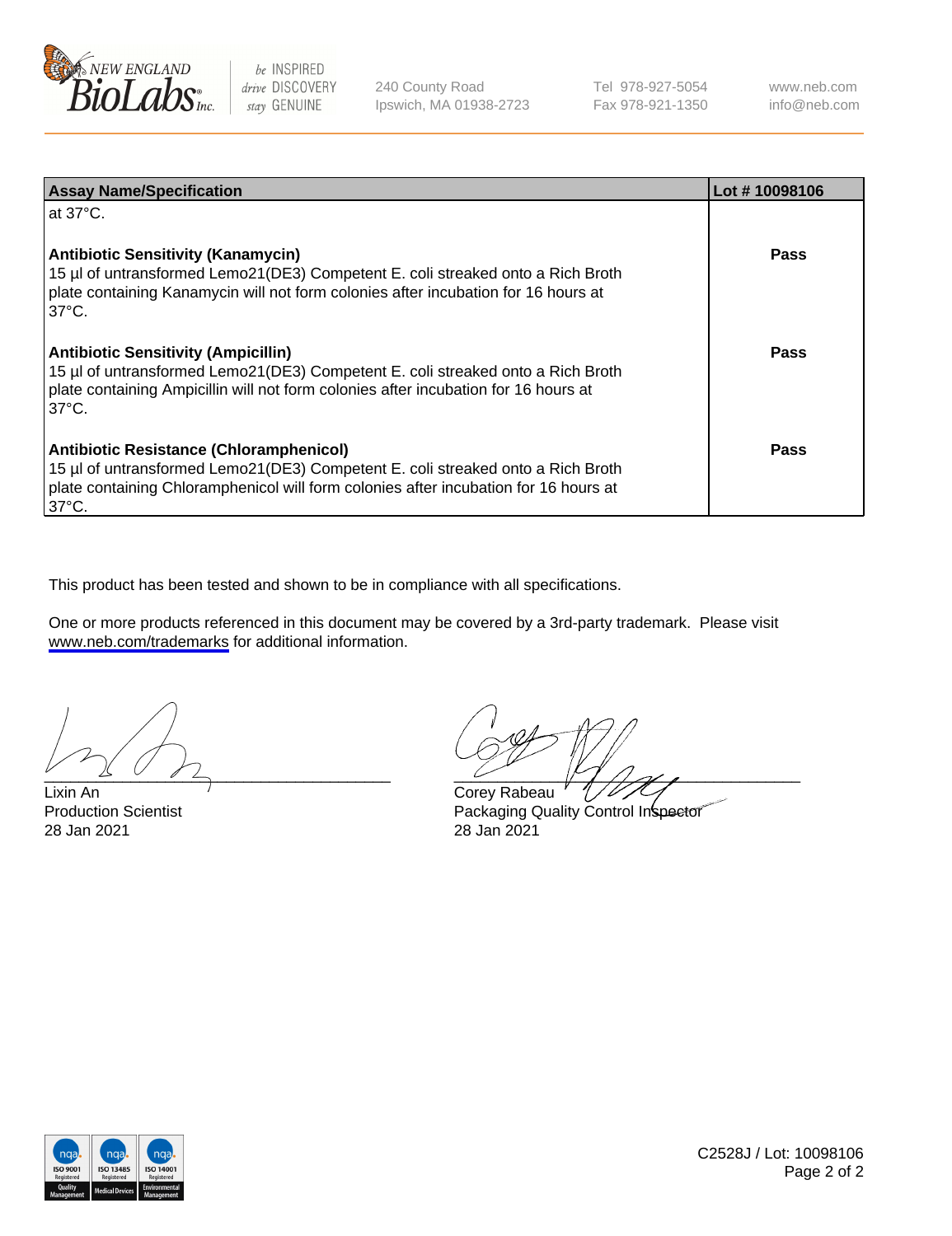| Assay Name/Specification | Lot # 10098106 |
|---|---|
| at 37°C. | |
| **Antibiotic Sensitivity (Kanamycin)**<br>15 µl of untransformed Lemo21(DE3) Competent E. coli streaked onto a Rich Broth plate containing Kanamycin will not form colonies after incubation for 16 hours at 37°C. | **Pass** |
| **Antibiotic Sensitivity (Ampicillin)**<br>15 µl of untransformed Lemo21(DE3) Competent E. coli streaked onto a Rich Broth plate containing Ampicillin will not form colonies after incubation for 16 hours at 37°C. | **Pass** |
| **Antibiotic Resistance (Chloramphenicol)**<br>15 µl of untransformed Lemo21(DE3) Competent E. coli streaked onto a Rich Broth plate containing Chloramphenicol will form colonies after incubation for 16 hours at 37°C. | **Pass** |

This product has been tested and shown to be in compliance with all specifications.

One or more products referenced in this document may be covered by a 3rd-party trademark. Please visit www.neb.com/trademarks for additional information.

Lixin An
Production Scientist
28 Jan 2021

Corey Rabeau
Packaging Quality Control Inspector
28 Jan 2021

C2528J / Lot: 10098106